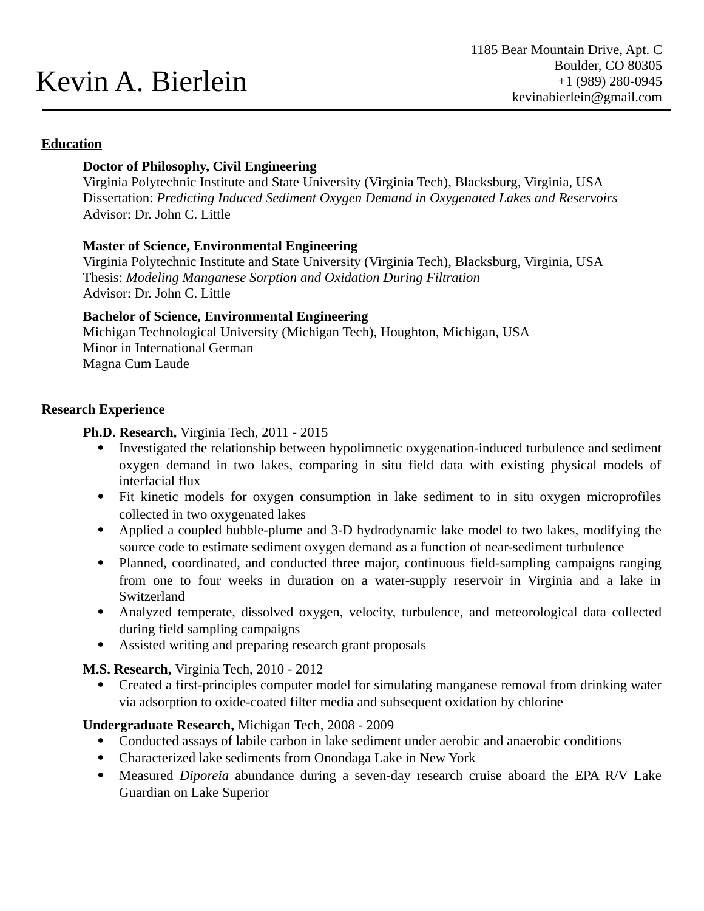# Kevin A. Bierlein

1185 Bear Mountain Drive, Apt. C
Boulder, CO 80305
+1 (989) 280-0945
kevinabierlein@gmail.com

## Education

**Doctor of Philosophy, Civil Engineering**
Virginia Polytechnic Institute and State University (Virginia Tech), Blacksburg, Virginia, USA
Dissertation: *Predicting Induced Sediment Oxygen Demand in Oxygenated Lakes and Reservoirs*
Advisor: Dr. John C. Little

**Master of Science, Environmental Engineering**
Virginia Polytechnic Institute and State University (Virginia Tech), Blacksburg, Virginia, USA
Thesis: *Modeling Manganese Sorption and Oxidation During Filtration*
Advisor: Dr. John C. Little

**Bachelor of Science, Environmental Engineering**
Michigan Technological University (Michigan Tech), Houghton, Michigan, USA
Minor in International German
Magna Cum Laude

## Research Experience

**Ph.D. Research,** Virginia Tech, 2011 - 2015

- Investigated the relationship between hypolimnetic oxygenation-induced turbulence and sediment oxygen demand in two lakes, comparing in situ field data with existing physical models of interfacial flux
- Fit kinetic models for oxygen consumption in lake sediment to in situ oxygen microprofiles collected in two oxygenated lakes
- Applied a coupled bubble-plume and 3-D hydrodynamic lake model to two lakes, modifying the source code to estimate sediment oxygen demand as a function of near-sediment turbulence
- Planned, coordinated, and conducted three major, continuous field-sampling campaigns ranging from one to four weeks in duration on a water-supply reservoir in Virginia and a lake in Switzerland
- Analyzed temperate, dissolved oxygen, velocity, turbulence, and meteorological data collected during field sampling campaigns
- Assisted writing and preparing research grant proposals

**M.S. Research,** Virginia Tech, 2010 - 2012

- Created a first-principles computer model for simulating manganese removal from drinking water via adsorption to oxide-coated filter media and subsequent oxidation by chlorine

**Undergraduate Research,** Michigan Tech, 2008 - 2009

- Conducted assays of labile carbon in lake sediment under aerobic and anaerobic conditions
- Characterized lake sediments from Onondaga Lake in New York
- Measured *Diporeia* abundance during a seven-day research cruise aboard the EPA R/V Lake Guardian on Lake Superior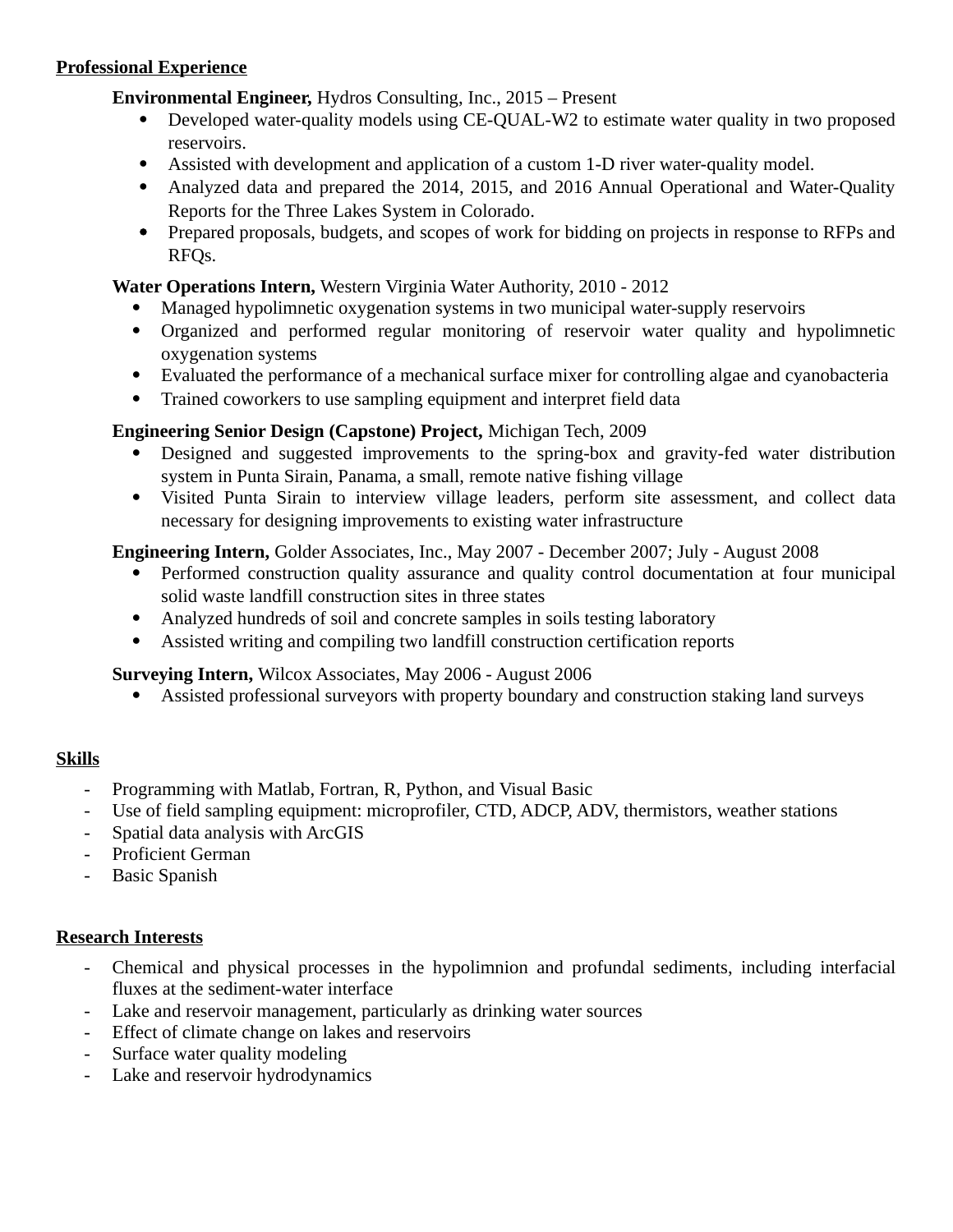## Professional Experience

**Environmental Engineer,** Hydros Consulting, Inc., 2015 – Present

- Developed water-quality models using CE-QUAL-W2 to estimate water quality in two proposed reservoirs.
- Assisted with development and application of a custom 1-D river water-quality model.
- Analyzed data and prepared the 2014, 2015, and 2016 Annual Operational and Water-Quality Reports for the Three Lakes System in Colorado.
- Prepared proposals, budgets, and scopes of work for bidding on projects in response to RFPs and RFQs.

**Water Operations Intern,** Western Virginia Water Authority, 2010 - 2012

- Managed hypolimnetic oxygenation systems in two municipal water-supply reservoirs
- Organized and performed regular monitoring of reservoir water quality and hypolimnetic oxygenation systems
- Evaluated the performance of a mechanical surface mixer for controlling algae and cyanobacteria
- Trained coworkers to use sampling equipment and interpret field data

**Engineering Senior Design (Capstone) Project,** Michigan Tech, 2009

- Designed and suggested improvements to the spring-box and gravity-fed water distribution system in Punta Sirain, Panama, a small, remote native fishing village
- Visited Punta Sirain to interview village leaders, perform site assessment, and collect data necessary for designing improvements to existing water infrastructure

**Engineering Intern,** Golder Associates, Inc., May 2007 - December 2007; July - August 2008

- Performed construction quality assurance and quality control documentation at four municipal solid waste landfill construction sites in three states
- Analyzed hundreds of soil and concrete samples in soils testing laboratory
- Assisted writing and compiling two landfill construction certification reports

**Surveying Intern,** Wilcox Associates, May 2006 - August 2006

- Assisted professional surveyors with property boundary and construction staking land surveys

## Skills

- Programming with Matlab, Fortran, R, Python, and Visual Basic
- Use of field sampling equipment: microprofiler, CTD, ADCP, ADV, thermistors, weather stations
- Spatial data analysis with ArcGIS
- Proficient German
- Basic Spanish

## Research Interests

- Chemical and physical processes in the hypolimnion and profundal sediments, including interfacial fluxes at the sediment-water interface
- Lake and reservoir management, particularly as drinking water sources
- Effect of climate change on lakes and reservoirs
- Surface water quality modeling
- Lake and reservoir hydrodynamics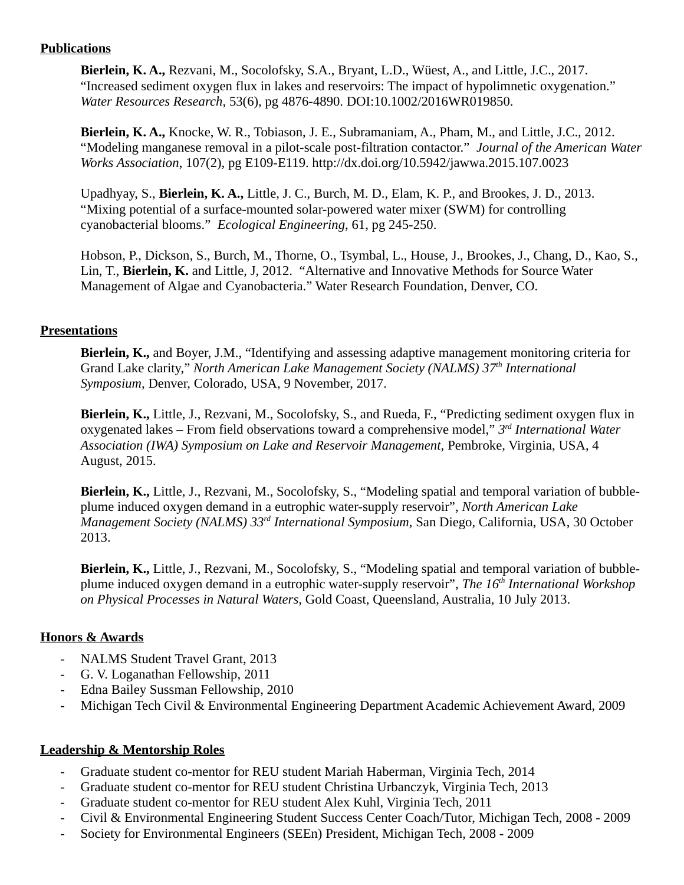## Publications

**Bierlein, K. A.,** Rezvani, M., Socolofsky, S.A., Bryant, L.D., Wüest, A., and Little, J.C., 2017. "Increased sediment oxygen flux in lakes and reservoirs: The impact of hypolimnetic oxygenation." *Water Resources Research*, 53(6), pg 4876-4890. DOI:10.1002/2016WR019850.

**Bierlein, K. A.,** Knocke, W. R., Tobiason, J. E., Subramaniam, A., Pham, M., and Little, J.C., 2012. "Modeling manganese removal in a pilot-scale post-filtration contactor." *Journal of the American Water Works Association*, 107(2), pg E109-E119. http://dx.doi.org/10.5942/jawwa.2015.107.0023

Upadhyay, S., **Bierlein, K. A.,** Little, J. C., Burch, M. D., Elam, K. P., and Brookes, J. D., 2013. "Mixing potential of a surface-mounted solar-powered water mixer (SWM) for controlling cyanobacterial blooms." *Ecological Engineering*, 61, pg 245-250.

Hobson, P., Dickson, S., Burch, M., Thorne, O., Tsymbal, L., House, J., Brookes, J., Chang, D., Kao, S., Lin, T., **Bierlein, K.** and Little, J, 2012. "Alternative and Innovative Methods for Source Water Management of Algae and Cyanobacteria." Water Research Foundation, Denver, CO.

## Presentations

**Bierlein, K.,** and Boyer, J.M., "Identifying and assessing adaptive management monitoring criteria for Grand Lake clarity," *North American Lake Management Society (NALMS) 37th International Symposium*, Denver, Colorado, USA, 9 November, 2017.

**Bierlein, K.,** Little, J., Rezvani, M., Socolofsky, S., and Rueda, F., "Predicting sediment oxygen flux in oxygenated lakes – From field observations toward a comprehensive model," *3rd International Water Association (IWA) Symposium on Lake and Reservoir Management*, Pembroke, Virginia, USA, 4 August, 2015.

**Bierlein, K.,** Little, J., Rezvani, M., Socolofsky, S., "Modeling spatial and temporal variation of bubble-plume induced oxygen demand in a eutrophic water-supply reservoir", *North American Lake Management Society (NALMS) 33rd International Symposium*, San Diego, California, USA, 30 October 2013.

**Bierlein, K.,** Little, J., Rezvani, M., Socolofsky, S., "Modeling spatial and temporal variation of bubble-plume induced oxygen demand in a eutrophic water-supply reservoir", *The 16th International Workshop on Physical Processes in Natural Waters*, Gold Coast, Queensland, Australia, 10 July 2013.

## Honors & Awards

- NALMS Student Travel Grant, 2013
- G. V. Loganathan Fellowship, 2011
- Edna Bailey Sussman Fellowship, 2010
- Michigan Tech Civil & Environmental Engineering Department Academic Achievement Award, 2009

## Leadership & Mentorship Roles

- Graduate student co-mentor for REU student Mariah Haberman, Virginia Tech, 2014
- Graduate student co-mentor for REU student Christina Urbanczyk, Virginia Tech, 2013
- Graduate student co-mentor for REU student Alex Kuhl, Virginia Tech, 2011
- Civil & Environmental Engineering Student Success Center Coach/Tutor, Michigan Tech, 2008 - 2009
- Society for Environmental Engineers (SEEn) President, Michigan Tech, 2008 - 2009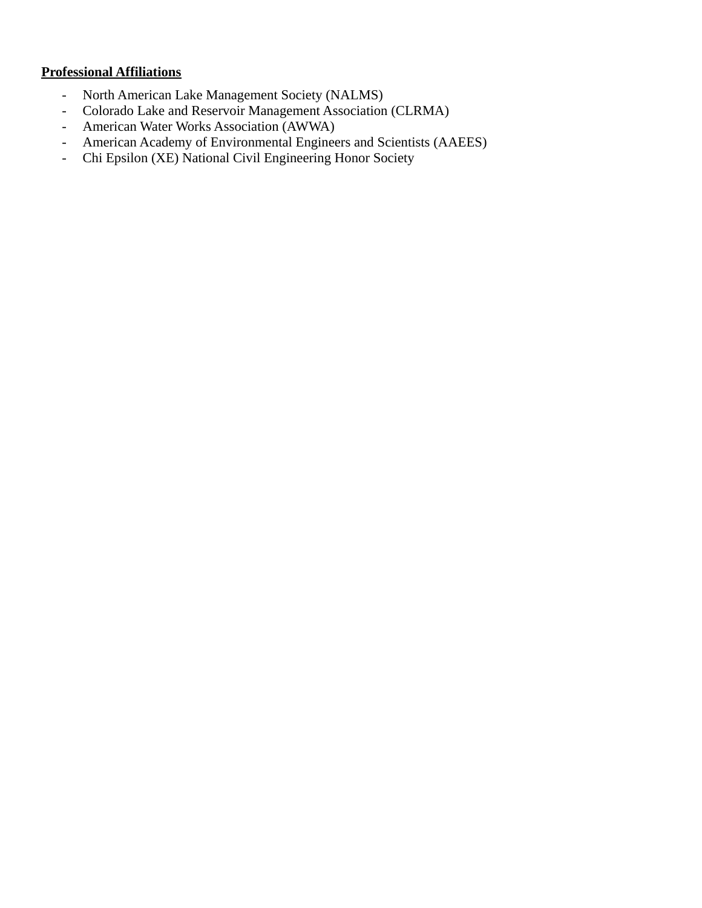**Professional Affiliations**

- North American Lake Management Society (NALMS)
- Colorado Lake and Reservoir Management Association (CLRMA)
- American Water Works Association (AWWA)
- American Academy of Environmental Engineers and Scientists (AAEES)
- Chi Epsilon (XE) National Civil Engineering Honor Society